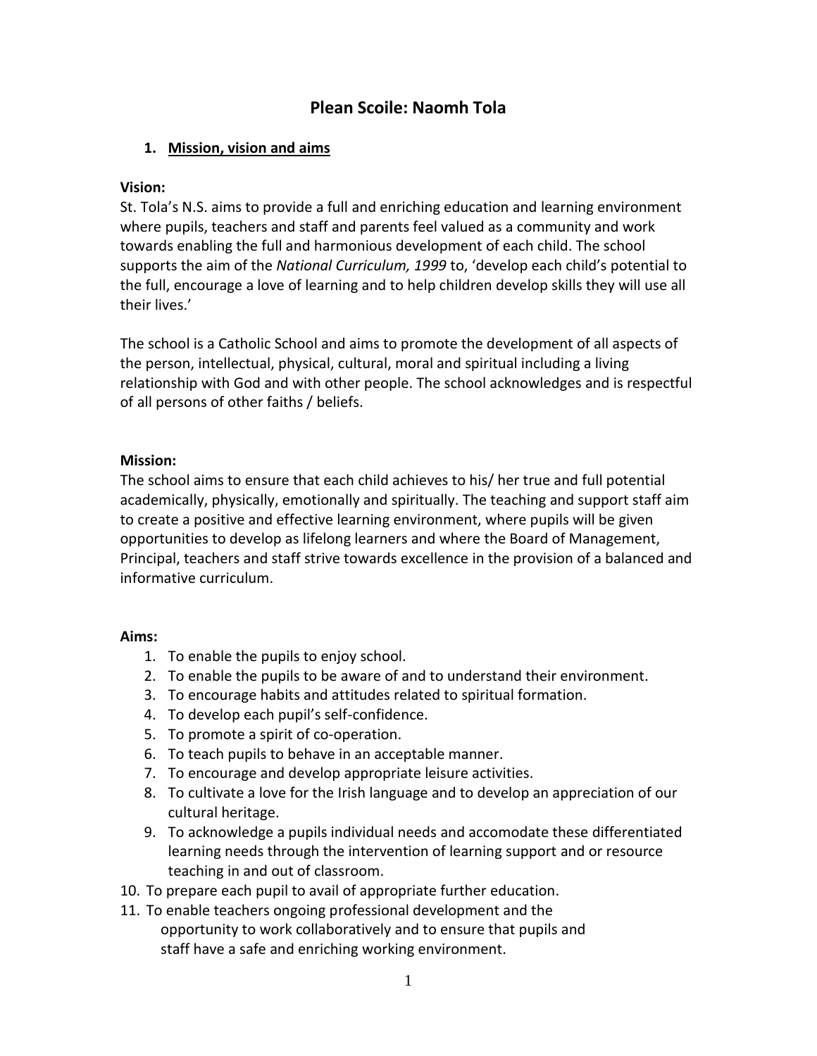# Plean Scoile: Naomh Tola

## 1. Mission, vision and aims

**Vision:**

St. Tola's N.S. aims to provide a full and enriching education and learning environment where pupils, teachers and staff and parents feel valued as a community and work towards enabling the full and harmonious development of each child. The school supports the aim of the *National Curriculum, 1999* to, 'develop each child's potential to the full, encourage a love of learning and to help children develop skills they will use all their lives.'

The school is a Catholic School and aims to promote the development of all aspects of the person, intellectual, physical, cultural, moral and spiritual including a living relationship with God and with other people. The school acknowledges and is respectful of all persons of other faiths / beliefs.

**Mission:**

The school aims to ensure that each child achieves to his/ her true and full potential academically, physically, emotionally and spiritually. The teaching and support staff aim to create a positive and effective learning environment, where pupils will be given opportunities to develop as lifelong learners and where the Board of Management, Principal, teachers and staff strive towards excellence in the provision of a balanced and informative curriculum.

**Aims:**

1. To enable the pupils to enjoy school.
2. To enable the pupils to be aware of and to understand their environment.
3. To encourage habits and attitudes related to spiritual formation.
4. To develop each pupil's self-confidence.
5. To promote a spirit of co-operation.
6. To teach pupils to behave in an acceptable manner.
7. To encourage and develop appropriate leisure activities.
8. To cultivate a love for the Irish language and to develop an appreciation of our cultural heritage.
9. To acknowledge a pupils individual needs and accomodate these differentiated learning needs through the intervention of learning support and or resource teaching in and out of classroom.
10. To prepare each pupil to avail of appropriate further education.
11. To enable teachers ongoing professional development and the opportunity to work collaboratively and to ensure that pupils and staff have a safe and enriching working environment.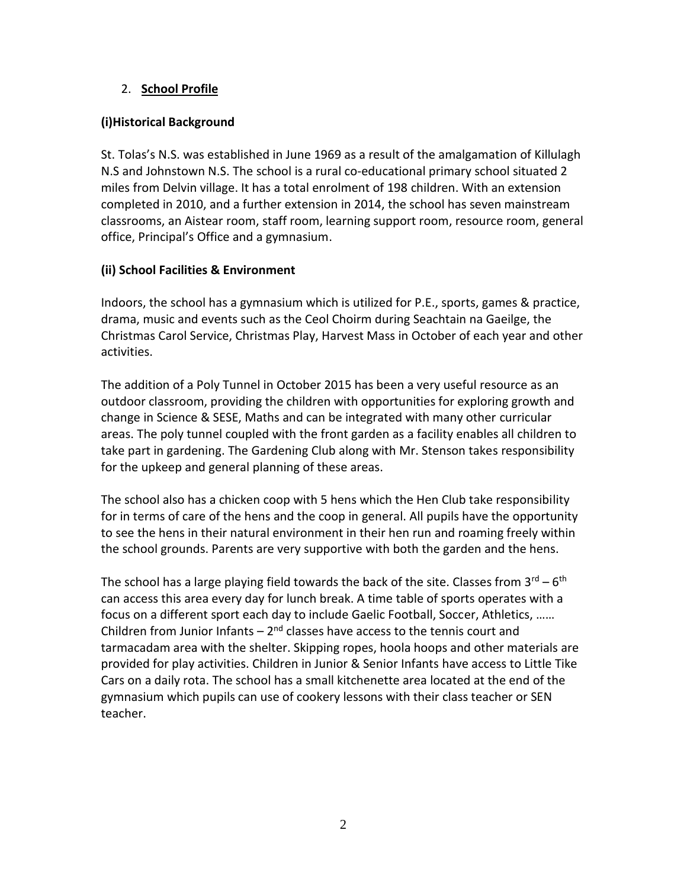## 2. **School Profile**

### (i)Historical Background

St. Tolas's N.S. was established in June 1969 as a result of the amalgamation of Killulagh N.S and Johnstown N.S. The school is a rural co-educational primary school situated 2 miles from Delvin village. It has a total enrolment of 198 children. With an extension completed in 2010, and a further extension in 2014, the school has seven mainstream classrooms, an Aistear room, staff room, learning support room, resource room, general office, Principal's Office and a gymnasium.

### (ii) School Facilities & Environment

Indoors, the school has a gymnasium which is utilized for P.E., sports, games & practice, drama, music and events such as the Ceol Choirm during Seachtain na Gaeilge, the Christmas Carol Service, Christmas Play, Harvest Mass in October of each year and other activities.

The addition of a Poly Tunnel in October 2015 has been a very useful resource as an outdoor classroom, providing the children with opportunities for exploring growth and change in Science & SESE, Maths and can be integrated with many other curricular areas. The poly tunnel coupled with the front garden as a facility enables all children to take part in gardening. The Gardening Club along with Mr. Stenson takes responsibility for the upkeep and general planning of these areas.

The school also has a chicken coop with 5 hens which the Hen Club take responsibility for in terms of care of the hens and the coop in general. All pupils have the opportunity to see the hens in their natural environment in their hen run and roaming freely within the school grounds. Parents are very supportive with both the garden and the hens.

The school has a large playing field towards the back of the site. Classes from 3rd – 6th can access this area every day for lunch break. A time table of sports operates with a focus on a different sport each day to include Gaelic Football, Soccer, Athletics, …… Children from Junior Infants – 2nd classes have access to the tennis court and tarmacadam area with the shelter. Skipping ropes, hoola hoops and other materials are provided for play activities. Children in Junior & Senior Infants have access to Little Tike Cars on a daily rota. The school has a small kitchenette area located at the end of the gymnasium which pupils can use of cookery lessons with their class teacher or SEN teacher.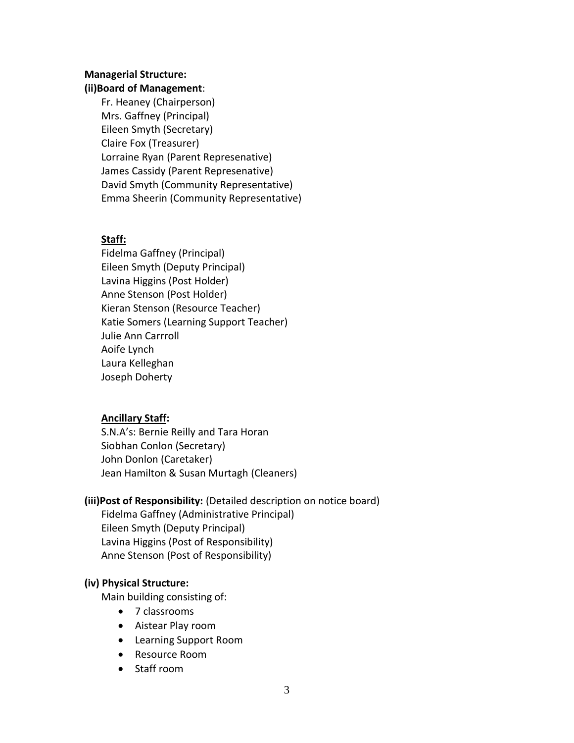**Managerial Structure:**

**(ii)Board of Management**:

Fr. Heaney (Chairperson)
Mrs. Gaffney (Principal)
Eileen Smyth (Secretary)
Claire Fox (Treasurer)
Lorraine Ryan (Parent Represenative)
James Cassidy (Parent Represenative)
David Smyth (Community Representative)
Emma Sheerin (Community Representative)

**Staff:**

Fidelma Gaffney (Principal)
Eileen Smyth (Deputy Principal)
Lavina Higgins (Post Holder)
Anne Stenson (Post Holder)
Kieran Stenson (Resource Teacher)
Katie Somers (Learning Support Teacher)
Julie Ann Carrroll
Aoife Lynch
Laura Kelleghan
Joseph Doherty

**Ancillary Staff:**

S.N.A's: Bernie Reilly and Tara Horan
Siobhan Conlon (Secretary)
John Donlon (Caretaker)
Jean Hamilton & Susan Murtagh (Cleaners)

**(iii)Post of Responsibility:** (Detailed description on notice board)

Fidelma Gaffney (Administrative Principal)
Eileen Smyth (Deputy Principal)
Lavina Higgins (Post of Responsibility)
Anne Stenson (Post of Responsibility)

**(iv) Physical Structure:**

Main building consisting of:

- 7 classrooms
- Aistear Play room
- Learning Support Room
- Resource Room
- Staff room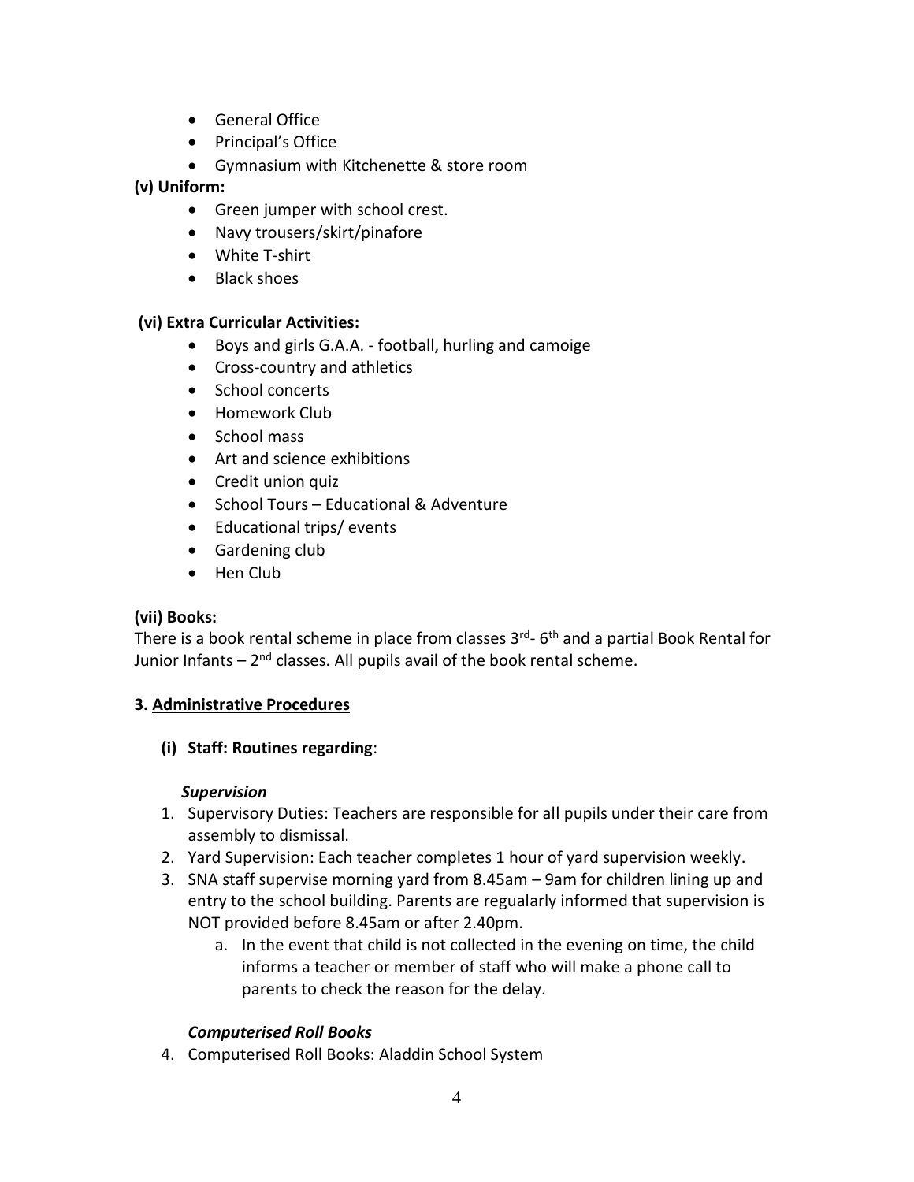- General Office
- Principal's Office
- Gymnasium with Kitchenette & store room

**(v) Uniform:**

- Green jumper with school crest.
- Navy trousers/skirt/pinafore
- White T-shirt
- Black shoes

**(vi) Extra Curricular Activities:**

- Boys and girls G.A.A. - football, hurling and camoige
- Cross-country and athletics
- School concerts
- Homework Club
- School mass
- Art and science exhibitions
- Credit union quiz
- School Tours – Educational & Adventure
- Educational trips/ events
- Gardening club
- Hen Club

**(vii) Books:**

There is a book rental scheme in place from classes 3rd- 6th and a partial Book Rental for Junior Infants – 2nd classes. All pupils avail of the book rental scheme.

**3. Administrative Procedures**

**(i) Staff: Routines regarding**:

***Supervision***

1. Supervisory Duties: Teachers are responsible for all pupils under their care from assembly to dismissal.
2. Yard Supervision: Each teacher completes 1 hour of yard supervision weekly.
3. SNA staff supervise morning yard from 8.45am – 9am for children lining up and entry to the school building. Parents are regualarly informed that supervision is NOT provided before 8.45am or after 2.40pm.
   a. In the event that child is not collected in the evening on time, the child informs a teacher or member of staff who will make a phone call to parents to check the reason for the delay.

***Computerised Roll Books***

4. Computerised Roll Books: Aladdin School System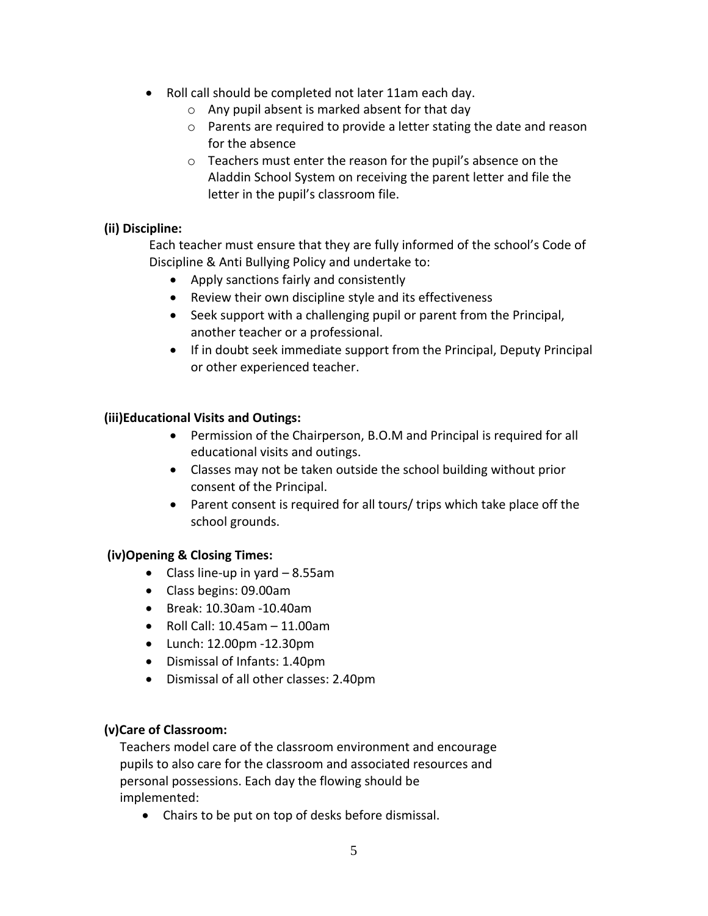- Roll call should be completed not later 11am each day.
  - Any pupil absent is marked absent for that day
  - Parents are required to provide a letter stating the date and reason for the absence
  - Teachers must enter the reason for the pupil's absence on the Aladdin School System on receiving the parent letter and file the letter in the pupil's classroom file.

**(ii) Discipline:**

Each teacher must ensure that they are fully informed of the school's Code of Discipline & Anti Bullying Policy and undertake to:

- Apply sanctions fairly and consistently
- Review their own discipline style and its effectiveness
- Seek support with a challenging pupil or parent from the Principal, another teacher or a professional.
- If in doubt seek immediate support from the Principal, Deputy Principal or other experienced teacher.

**(iii)Educational Visits and Outings:**

- Permission of the Chairperson, B.O.M and Principal is required for all educational visits and outings.
- Classes may not be taken outside the school building without prior consent of the Principal.
- Parent consent is required for all tours/ trips which take place off the school grounds.

**(iv)Opening & Closing Times:**

- Class line-up in yard – 8.55am
- Class begins: 09.00am
- Break: 10.30am -10.40am
- Roll Call: 10.45am – 11.00am
- Lunch: 12.00pm -12.30pm
- Dismissal of Infants: 1.40pm
- Dismissal of all other classes: 2.40pm

**(v)Care of Classroom:**

Teachers model care of the classroom environment and encourage pupils to also care for the classroom and associated resources and personal possessions. Each day the flowing should be implemented:

- Chairs to be put on top of desks before dismissal.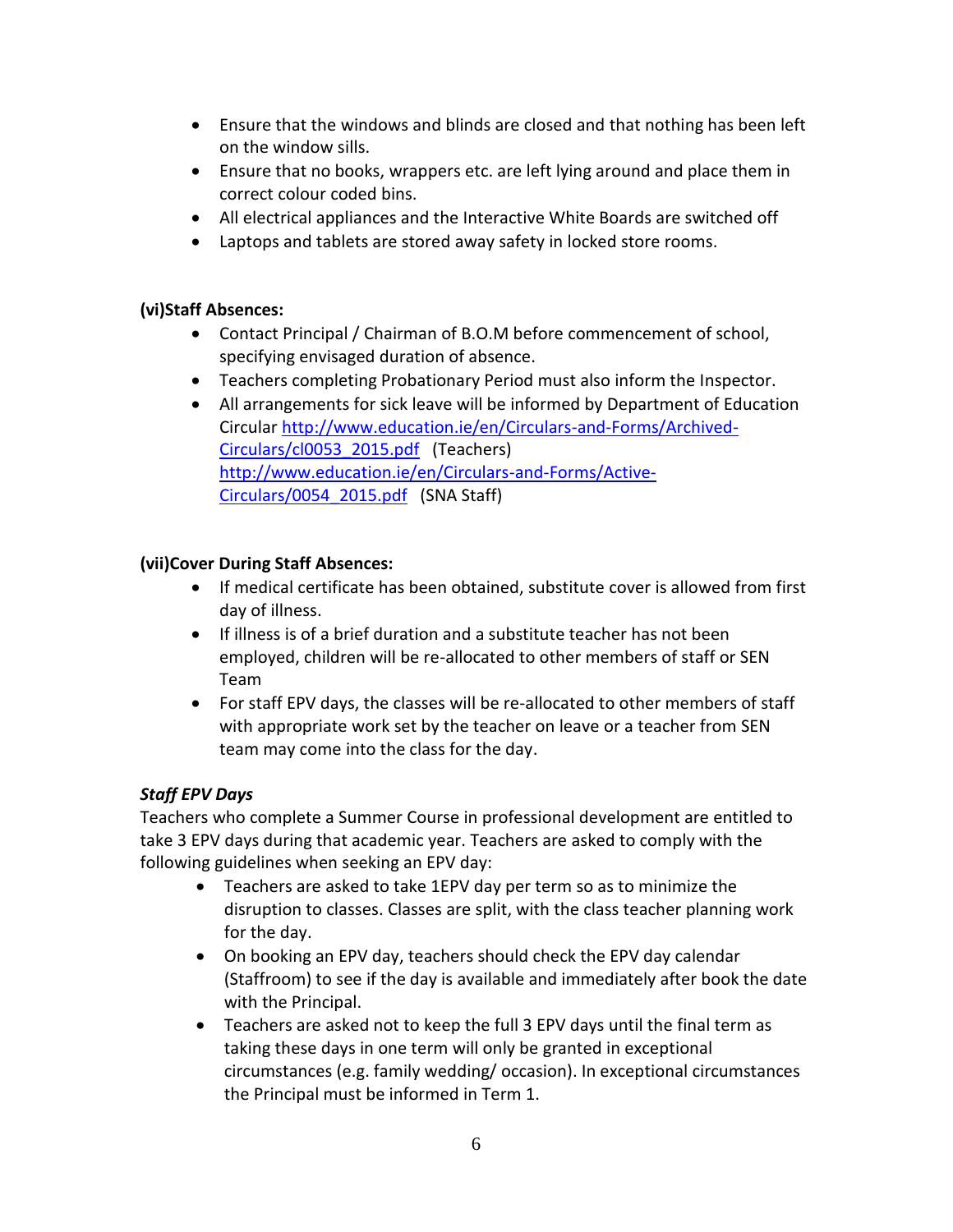- Ensure that the windows and blinds are closed and that nothing has been left on the window sills.
- Ensure that no books, wrappers etc. are left lying around and place them in correct colour coded bins.
- All electrical appliances and the Interactive White Boards are switched off
- Laptops and tablets are stored away safety in locked store rooms.

**(vi)Staff Absences:**

- Contact Principal / Chairman of B.O.M before commencement of school, specifying envisaged duration of absence.
- Teachers completing Probationary Period must also inform the Inspector.
- All arrangements for sick leave will be informed by Department of Education Circular [http://www.education.ie/en/Circulars-and-Forms/Archived-Circulars/cl0053_2015.pdf](http://www.education.ie/en/Circulars-and-Forms/Archived-Circulars/cl0053_2015.pdf) (Teachers) [http://www.education.ie/en/Circulars-and-Forms/Active-Circulars/0054_2015.pdf](http://www.education.ie/en/Circulars-and-Forms/Active-Circulars/0054_2015.pdf) (SNA Staff)

**(vii)Cover During Staff Absences:**

- If medical certificate has been obtained, substitute cover is allowed from first day of illness.
- If illness is of a brief duration and a substitute teacher has not been employed, children will be re-allocated to other members of staff or SEN Team
- For staff EPV days, the classes will be re-allocated to other members of staff with appropriate work set by the teacher on leave or a teacher from SEN team may come into the class for the day.

***Staff EPV Days***

Teachers who complete a Summer Course in professional development are entitled to take 3 EPV days during that academic year. Teachers are asked to comply with the following guidelines when seeking an EPV day:

- Teachers are asked to take 1EPV day per term so as to minimize the disruption to classes. Classes are split, with the class teacher planning work for the day.
- On booking an EPV day, teachers should check the EPV day calendar (Staffroom) to see if the day is available and immediately after book the date with the Principal.
- Teachers are asked not to keep the full 3 EPV days until the final term as taking these days in one term will only be granted in exceptional circumstances (e.g. family wedding/ occasion). In exceptional circumstances the Principal must be informed in Term 1.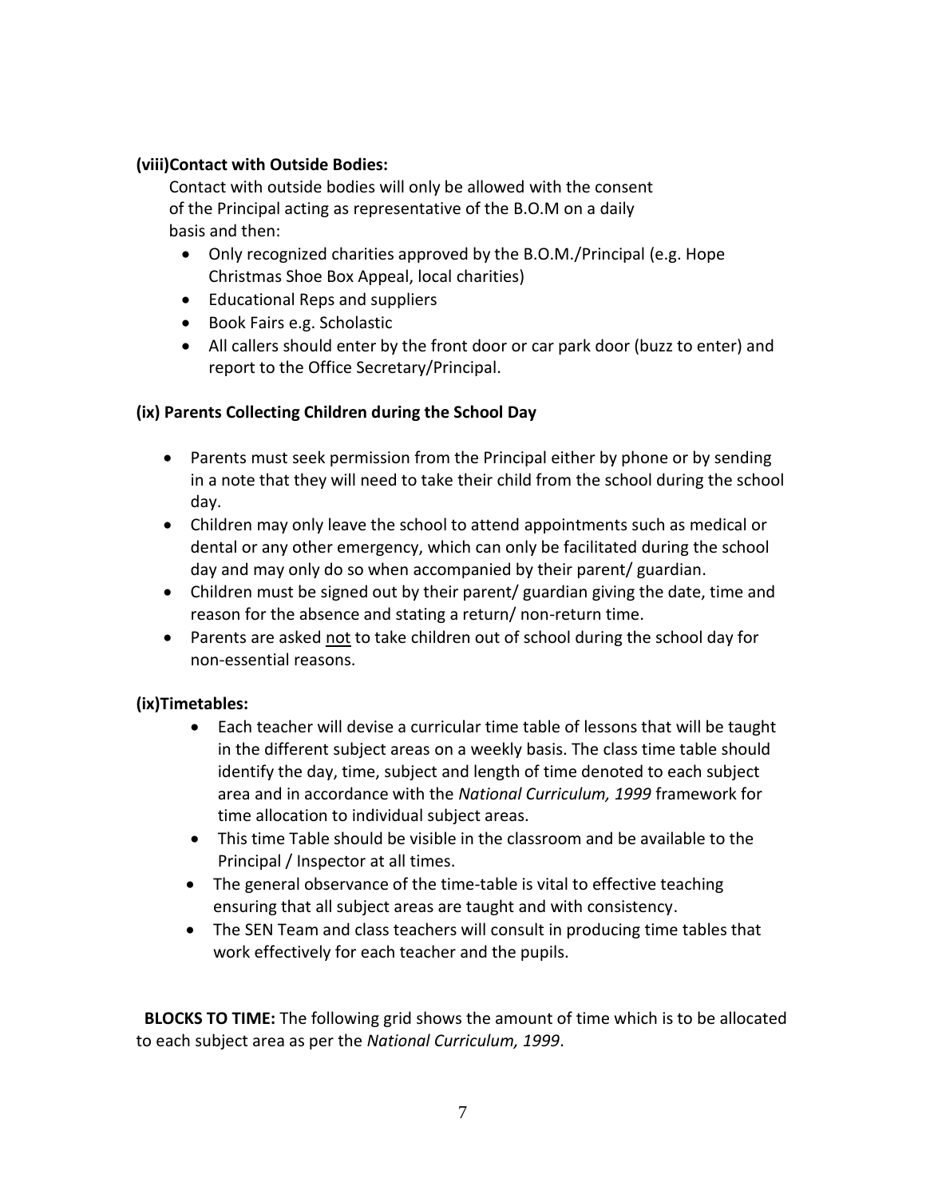**(viii)Contact with Outside Bodies:**

Contact with outside bodies will only be allowed with the consent of the Principal acting as representative of the B.O.M on a daily basis and then:

- Only recognized charities approved by the B.O.M./Principal (e.g. Hope Christmas Shoe Box Appeal, local charities)
- Educational Reps and suppliers
- Book Fairs e.g. Scholastic
- All callers should enter by the front door or car park door (buzz to enter) and report to the Office Secretary/Principal.

**(ix) Parents Collecting Children during the School Day**

- Parents must seek permission from the Principal either by phone or by sending in a note that they will need to take their child from the school during the school day.
- Children may only leave the school to attend appointments such as medical or dental or any other emergency, which can only be facilitated during the school day and may only do so when accompanied by their parent/ guardian.
- Children must be signed out by their parent/ guardian giving the date, time and reason for the absence and stating a return/ non-return time.
- Parents are asked <u>not</u> to take children out of school during the school day for non-essential reasons.

**(ix)Timetables:**

- Each teacher will devise a curricular time table of lessons that will be taught in the different subject areas on a weekly basis. The class time table should identify the day, time, subject and length of time denoted to each subject area and in accordance with the *National Curriculum, 1999* framework for time allocation to individual subject areas.
- This time Table should be visible in the classroom and be available to the Principal / Inspector at all times.
- The general observance of the time-table is vital to effective teaching ensuring that all subject areas are taught and with consistency.
- The SEN Team and class teachers will consult in producing time tables that work effectively for each teacher and the pupils.

**BLOCKS TO TIME:** The following grid shows the amount of time which is to be allocated to each subject area as per the *National Curriculum, 1999*.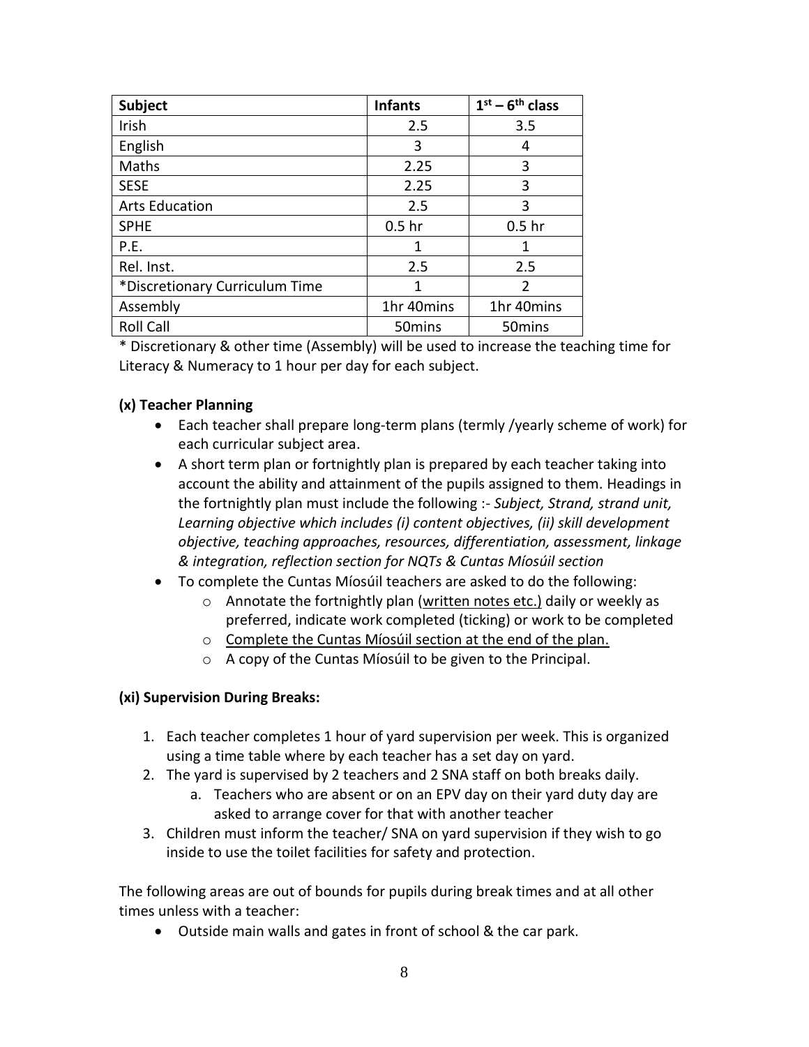| Subject | Infants | $1^{st} – 6^{th}$ class |
|---|---|---|
| Irish | 2.5 | 3.5 |
| English | 3 | 4 |
| Maths | 2.25 | 3 |
| SESE | 2.25 | 3 |
| Arts Education | 2.5 | 3 |
| SPHE | 0.5 hr | 0.5 hr |
| P.E. | 1 | 1 |
| Rel. Inst. | 2.5 | 2.5 |
| *Discretionary Curriculum Time | 1 | 2 |
| Assembly | 1hr 40mins | 1hr 40mins |
| Roll Call | 50mins | 50mins |

* Discretionary & other time (Assembly) will be used to increase the teaching time for Literacy & Numeracy to 1 hour per day for each subject.

**(x) Teacher Planning**

- Each teacher shall prepare long-term plans (termly /yearly scheme of work) for each curricular subject area.
- A short term plan or fortnightly plan is prepared by each teacher taking into account the ability and attainment of the pupils assigned to them. Headings in the fortnightly plan must include the following :- *Subject, Strand, strand unit, Learning objective which includes (i) content objectives, (ii) skill development objective, teaching approaches, resources, differentiation, assessment, linkage & integration, reflection section for NQTs & Cuntas Míosúil section*
- To complete the Cuntas Míosúil teachers are asked to do the following:
    - Annotate the fortnightly plan (written notes etc.) daily or weekly as preferred, indicate work completed (ticking) or work to be completed
    - Complete the Cuntas Míosúil section at the end of the plan.
    - A copy of the Cuntas Míosúil to be given to the Principal.

**(xi) Supervision During Breaks:**

1. Each teacher completes 1 hour of yard supervision per week. This is organized using a time table where by each teacher has a set day on yard.
2. The yard is supervised by 2 teachers and 2 SNA staff on both breaks daily.
    a. Teachers who are absent or on an EPV day on their yard duty day are asked to arrange cover for that with another teacher
3. Children must inform the teacher/ SNA on yard supervision if they wish to go inside to use the toilet facilities for safety and protection.

The following areas are out of bounds for pupils during break times and at all other times unless with a teacher:

- Outside main walls and gates in front of school & the car park.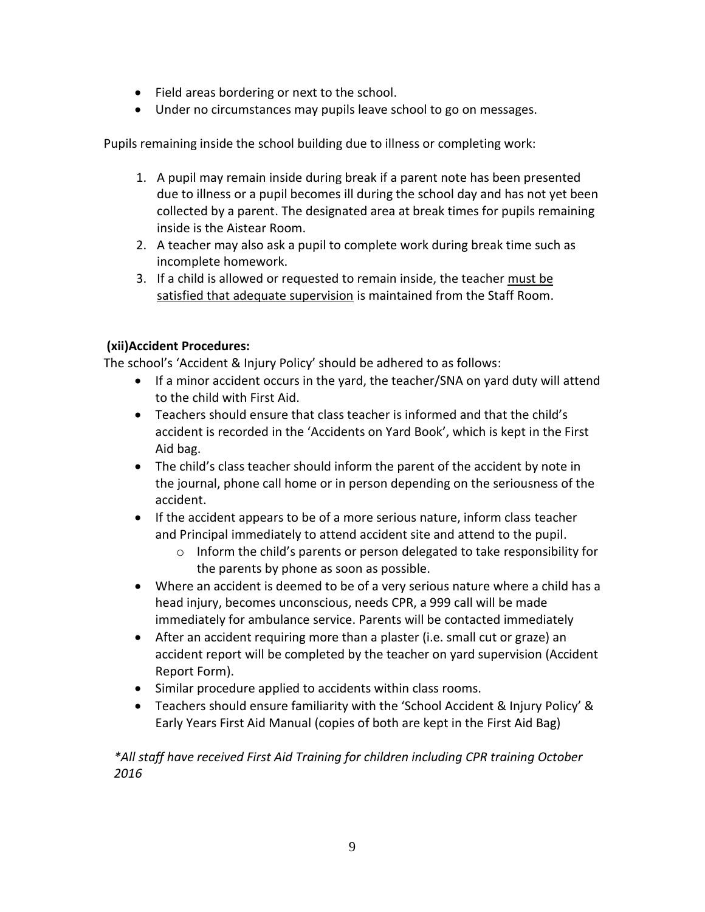- Field areas bordering or next to the school.
- Under no circumstances may pupils leave school to go on messages.

Pupils remaining inside the school building due to illness or completing work:

1. A pupil may remain inside during break if a parent note has been presented due to illness or a pupil becomes ill during the school day and has not yet been collected by a parent. The designated area at break times for pupils remaining inside is the Aistear Room.
2. A teacher may also ask a pupil to complete work during break time such as incomplete homework.
3. If a child is allowed or requested to remain inside, the teacher <u>must be satisfied that adequate supervision</u> is maintained from the Staff Room.

**(xii)Accident Procedures:**

The school's 'Accident & Injury Policy' should be adhered to as follows:

- If a minor accident occurs in the yard, the teacher/SNA on yard duty will attend to the child with First Aid.
- Teachers should ensure that class teacher is informed and that the child's accident is recorded in the 'Accidents on Yard Book', which is kept in the First Aid bag.
- The child's class teacher should inform the parent of the accident by note in the journal, phone call home or in person depending on the seriousness of the accident.
- If the accident appears to be of a more serious nature, inform class teacher and Principal immediately to attend accident site and attend to the pupil.
  - Inform the child's parents or person delegated to take responsibility for the parents by phone as soon as possible.
- Where an accident is deemed to be of a very serious nature where a child has a head injury, becomes unconscious, needs CPR, a 999 call will be made immediately for ambulance service. Parents will be contacted immediately
- After an accident requiring more than a plaster (i.e. small cut or graze) an accident report will be completed by the teacher on yard supervision (Accident Report Form).
- Similar procedure applied to accidents within class rooms.
- Teachers should ensure familiarity with the 'School Accident & Injury Policy' & Early Years First Aid Manual (copies of both are kept in the First Aid Bag)

*\*All staff have received First Aid Training for children including CPR training October 2016*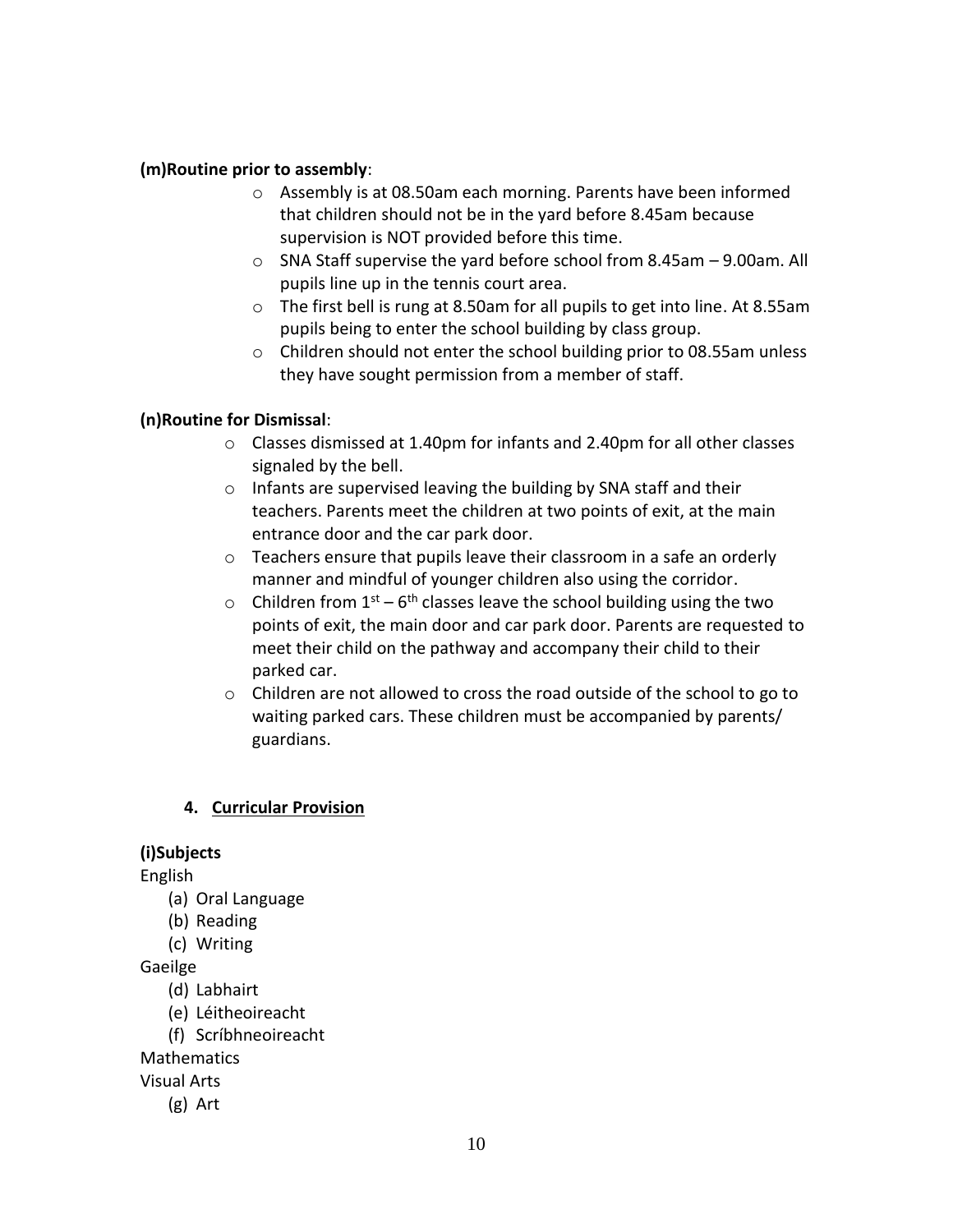**(m)Routine prior to assembly**:

- Assembly is at 08.50am each morning. Parents have been informed that children should not be in the yard before 8.45am because supervision is NOT provided before this time.
- SNA Staff supervise the yard before school from 8.45am – 9.00am. All pupils line up in the tennis court area.
- The first bell is rung at 8.50am for all pupils to get into line. At 8.55am pupils being to enter the school building by class group.
- Children should not enter the school building prior to 08.55am unless they have sought permission from a member of staff.

**(n)Routine for Dismissal**:

- Classes dismissed at 1.40pm for infants and 2.40pm for all other classes signaled by the bell.
- Infants are supervised leaving the building by SNA staff and their teachers. Parents meet the children at two points of exit, at the main entrance door and the car park door.
- Teachers ensure that pupils leave their classroom in a safe an orderly manner and mindful of younger children also using the corridor.
- Children from 1st – 6th classes leave the school building using the two points of exit, the main door and car park door. Parents are requested to meet their child on the pathway and accompany their child to their parked car.
- Children are not allowed to cross the road outside of the school to go to waiting parked cars. These children must be accompanied by parents/ guardians.

## 4. Curricular Provision

**(i)Subjects**

English

(a) Oral Language
(b) Reading
(c) Writing

Gaeilge

(d) Labhairt
(e) Léitheoireacht
(f) Scríbhneoireacht

Mathematics

Visual Arts

(g) Art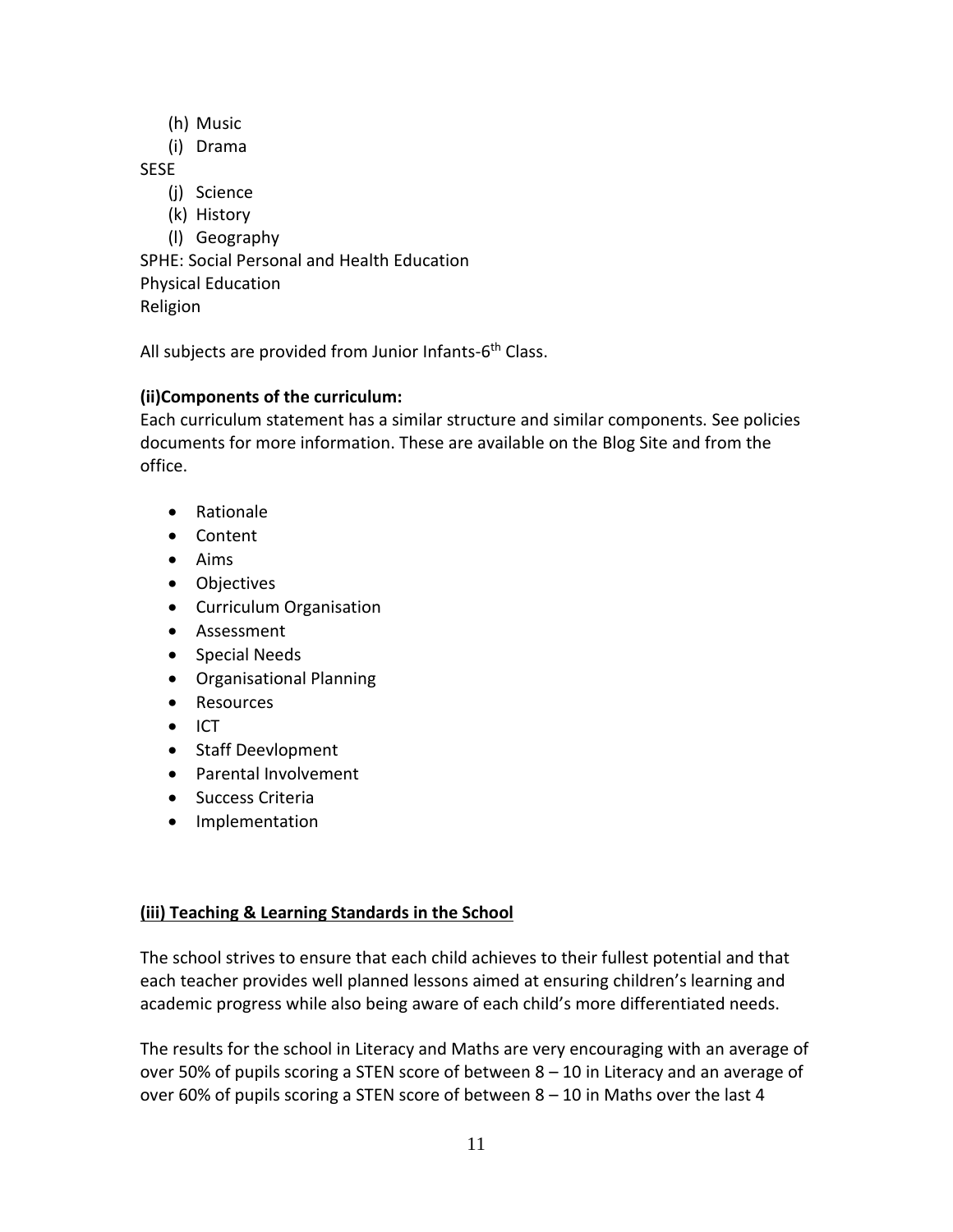(h) Music
(i) Drama

SESE

(j) Science
(k) History
(l) Geography

SPHE: Social Personal and Health Education
Physical Education
Religion

All subjects are provided from Junior Infants-6th Class.

**(ii)Components of the curriculum:**

Each curriculum statement has a similar structure and similar components. See policies documents for more information. These are available on the Blog Site and from the office.

- Rationale
- Content
- Aims
- Objectives
- Curriculum Organisation
- Assessment
- Special Needs
- Organisational Planning
- Resources
- ICT
- Staff Deevlopment
- Parental Involvement
- Success Criteria
- Implementation

**(iii) Teaching & Learning Standards in the School**

The school strives to ensure that each child achieves to their fullest potential and that each teacher provides well planned lessons aimed at ensuring children's learning and academic progress while also being aware of each child's more differentiated needs.

The results for the school in Literacy and Maths are very encouraging with an average of over 50% of pupils scoring a STEN score of between 8 – 10 in Literacy and an average of over 60% of pupils scoring a STEN score of between 8 – 10 in Maths over the last 4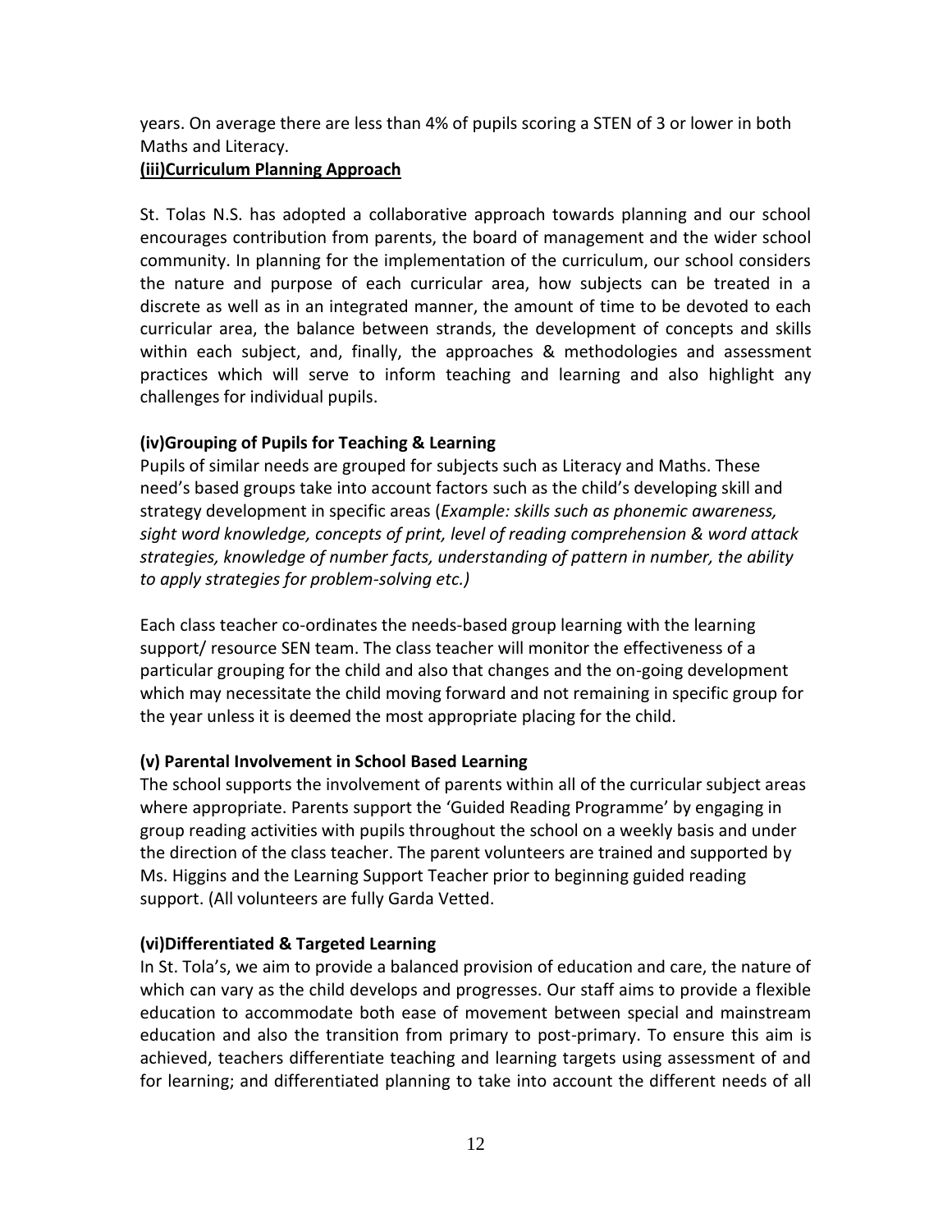years. On average there are less than 4% of pupils scoring a STEN of 3 or lower in both Maths and Literacy.

### (iii)Curriculum Planning Approach

St. Tolas N.S. has adopted a collaborative approach towards planning and our school encourages contribution from parents, the board of management and the wider school community. In planning for the implementation of the curriculum, our school considers the nature and purpose of each curricular area, how subjects can be treated in a discrete as well as in an integrated manner, the amount of time to be devoted to each curricular area, the balance between strands, the development of concepts and skills within each subject, and, finally, the approaches & methodologies and assessment practices which will serve to inform teaching and learning and also highlight any challenges for individual pupils.

### (iv)Grouping of Pupils for Teaching & Learning

Pupils of similar needs are grouped for subjects such as Literacy and Maths. These need's based groups take into account factors such as the child's developing skill and strategy development in specific areas (*Example: skills such as phonemic awareness, sight word knowledge, concepts of print, level of reading comprehension & word attack strategies, knowledge of number facts, understanding of pattern in number, the ability to apply strategies for problem-solving etc.)*

Each class teacher co-ordinates the needs-based group learning with the learning support/ resource SEN team. The class teacher will monitor the effectiveness of a particular grouping for the child and also that changes and the on-going development which may necessitate the child moving forward and not remaining in specific group for the year unless it is deemed the most appropriate placing for the child.

### (v) Parental Involvement in School Based Learning

The school supports the involvement of parents within all of the curricular subject areas where appropriate. Parents support the 'Guided Reading Programme' by engaging in group reading activities with pupils throughout the school on a weekly basis and under the direction of the class teacher. The parent volunteers are trained and supported by Ms. Higgins and the Learning Support Teacher prior to beginning guided reading support. (All volunteers are fully Garda Vetted.

### (vi)Differentiated & Targeted Learning

In St. Tola's, we aim to provide a balanced provision of education and care, the nature of which can vary as the child develops and progresses. Our staff aims to provide a flexible education to accommodate both ease of movement between special and mainstream education and also the transition from primary to post-primary. To ensure this aim is achieved, teachers differentiate teaching and learning targets using assessment of and for learning; and differentiated planning to take into account the different needs of all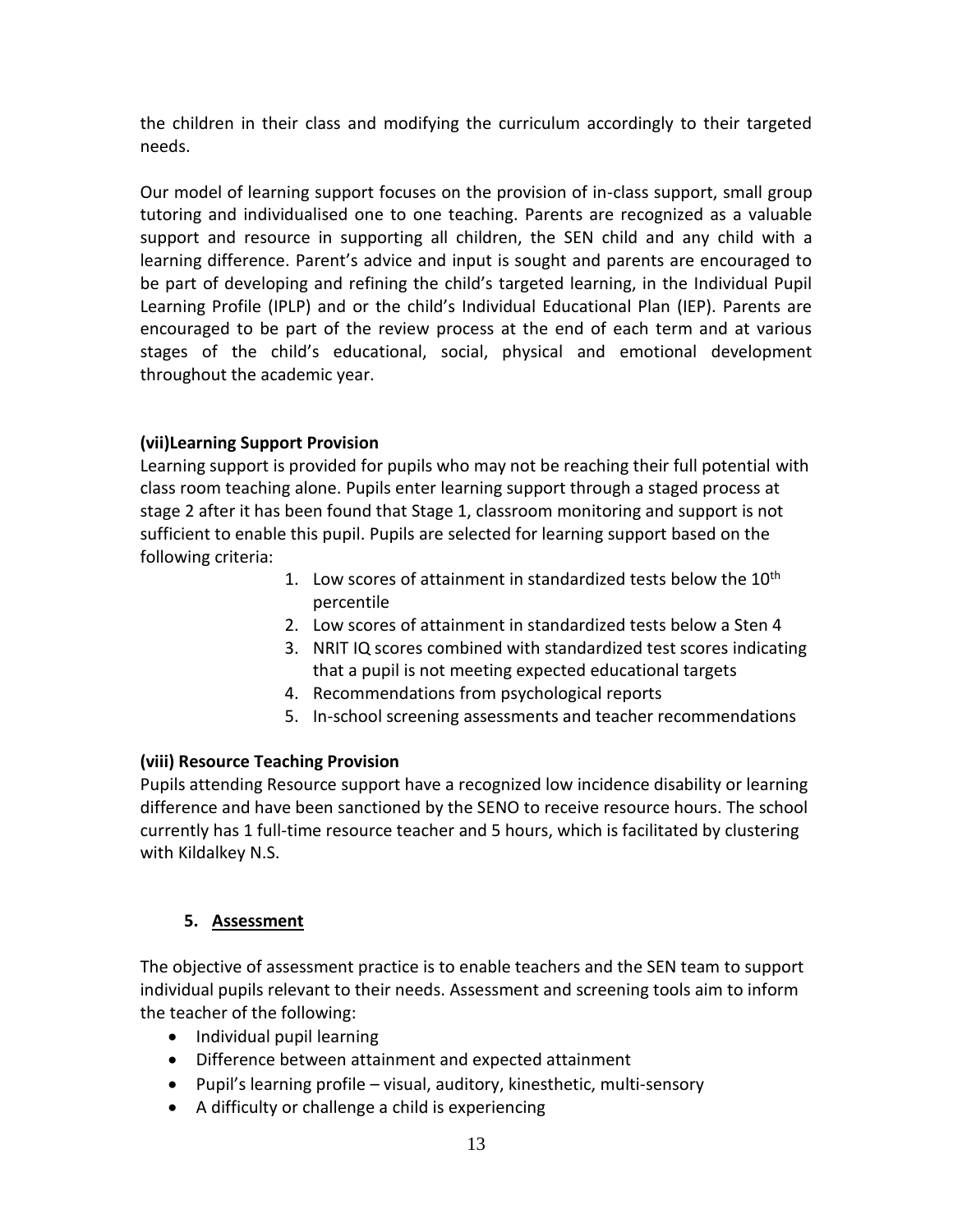the children in their class and modifying the curriculum accordingly to their targeted needs.

Our model of learning support focuses on the provision of in-class support, small group tutoring and individualised one to one teaching. Parents are recognized as a valuable support and resource in supporting all children, the SEN child and any child with a learning difference. Parent's advice and input is sought and parents are encouraged to be part of developing and refining the child's targeted learning, in the Individual Pupil Learning Profile (IPLP) and or the child's Individual Educational Plan (IEP). Parents are encouraged to be part of the review process at the end of each term and at various stages of the child's educational, social, physical and emotional development throughout the academic year.

**(vii)Learning Support Provision**

Learning support is provided for pupils who may not be reaching their full potential with class room teaching alone. Pupils enter learning support through a staged process at stage 2 after it has been found that Stage 1, classroom monitoring and support is not sufficient to enable this pupil. Pupils are selected for learning support based on the following criteria:

1. Low scores of attainment in standardized tests below the 10th percentile
2. Low scores of attainment in standardized tests below a Sten 4
3. NRIT IQ scores combined with standardized test scores indicating that a pupil is not meeting expected educational targets
4. Recommendations from psychological reports
5. In-school screening assessments and teacher recommendations

**(viii) Resource Teaching Provision**

Pupils attending Resource support have a recognized low incidence disability or learning difference and have been sanctioned by the SENO to receive resource hours. The school currently has 1 full-time resource teacher and 5 hours, which is facilitated by clustering with Kildalkey N.S.

## 5. Assessment

The objective of assessment practice is to enable teachers and the SEN team to support individual pupils relevant to their needs. Assessment and screening tools aim to inform the teacher of the following:

- Individual pupil learning
- Difference between attainment and expected attainment
- Pupil's learning profile – visual, auditory, kinesthetic, multi-sensory
- A difficulty or challenge a child is experiencing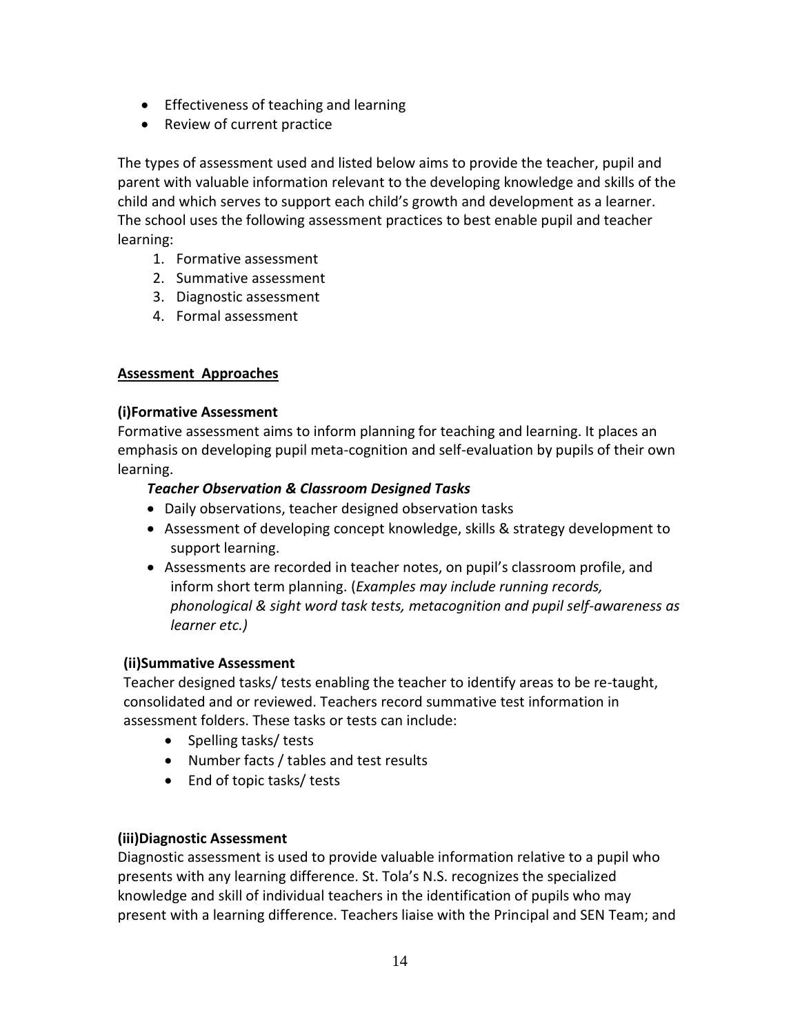- Effectiveness of teaching and learning
- Review of current practice

The types of assessment used and listed below aims to provide the teacher, pupil and parent with valuable information relevant to the developing knowledge and skills of the child and which serves to support each child's growth and development as a learner. The school uses the following assessment practices to best enable pupil and teacher learning:

1. Formative assessment
2. Summative assessment
3. Diagnostic assessment
4. Formal assessment

**Assessment Approaches**

**(i)Formative Assessment**

Formative assessment aims to inform planning for teaching and learning. It places an emphasis on developing pupil meta-cognition and self-evaluation by pupils of their own learning.

***Teacher Observation & Classroom Designed Tasks***

- Daily observations, teacher designed observation tasks
- Assessment of developing concept knowledge, skills & strategy development to support learning.
- Assessments are recorded in teacher notes, on pupil's classroom profile, and inform short term planning. (*Examples may include running records, phonological & sight word task tests, metacognition and pupil self-awareness as learner etc.)*

**(ii)Summative Assessment**

Teacher designed tasks/ tests enabling the teacher to identify areas to be re-taught, consolidated and or reviewed. Teachers record summative test information in assessment folders. These tasks or tests can include:

- Spelling tasks/ tests
- Number facts / tables and test results
- End of topic tasks/ tests

**(iii)Diagnostic Assessment**

Diagnostic assessment is used to provide valuable information relative to a pupil who presents with any learning difference. St. Tola's N.S. recognizes the specialized knowledge and skill of individual teachers in the identification of pupils who may present with a learning difference. Teachers liaise with the Principal and SEN Team; and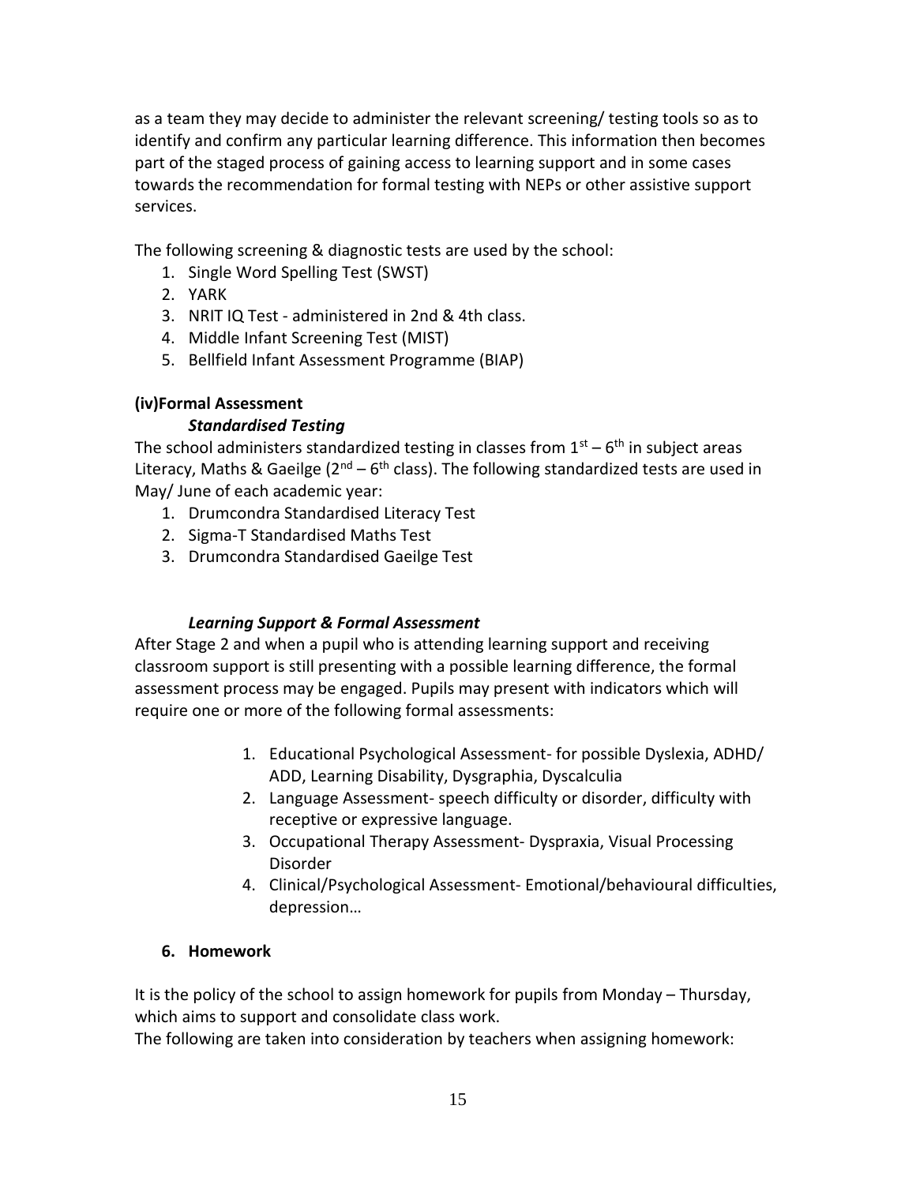as a team they may decide to administer the relevant screening/ testing tools so as to identify and confirm any particular learning difference. This information then becomes part of the staged process of gaining access to learning support and in some cases towards the recommendation for formal testing with NEPs or other assistive support services.

The following screening & diagnostic tests are used by the school:

1. Single Word Spelling Test (SWST)
2. YARK
3. NRIT IQ Test - administered in 2nd & 4th class.
4. Middle Infant Screening Test (MIST)
5. Bellfield Infant Assessment Programme (BIAP)

**(iv)Formal Assessment**

***Standardised Testing***

The school administers standardized testing in classes from 1st – 6th in subject areas Literacy, Maths & Gaeilge (2nd – 6th class). The following standardized tests are used in May/ June of each academic year:

1. Drumcondra Standardised Literacy Test
2. Sigma-T Standardised Maths Test
3. Drumcondra Standardised Gaeilge Test

***Learning Support & Formal Assessment***

After Stage 2 and when a pupil who is attending learning support and receiving classroom support is still presenting with a possible learning difference, the formal assessment process may be engaged. Pupils may present with indicators which will require one or more of the following formal assessments:

1. Educational Psychological Assessment- for possible Dyslexia, ADHD/ ADD, Learning Disability, Dysgraphia, Dyscalculia
2. Language Assessment- speech difficulty or disorder, difficulty with receptive or expressive language.
3. Occupational Therapy Assessment- Dyspraxia, Visual Processing Disorder
4. Clinical/Psychological Assessment- Emotional/behavioural difficulties, depression…

**6. Homework**

It is the policy of the school to assign homework for pupils from Monday – Thursday, which aims to support and consolidate class work.
The following are taken into consideration by teachers when assigning homework: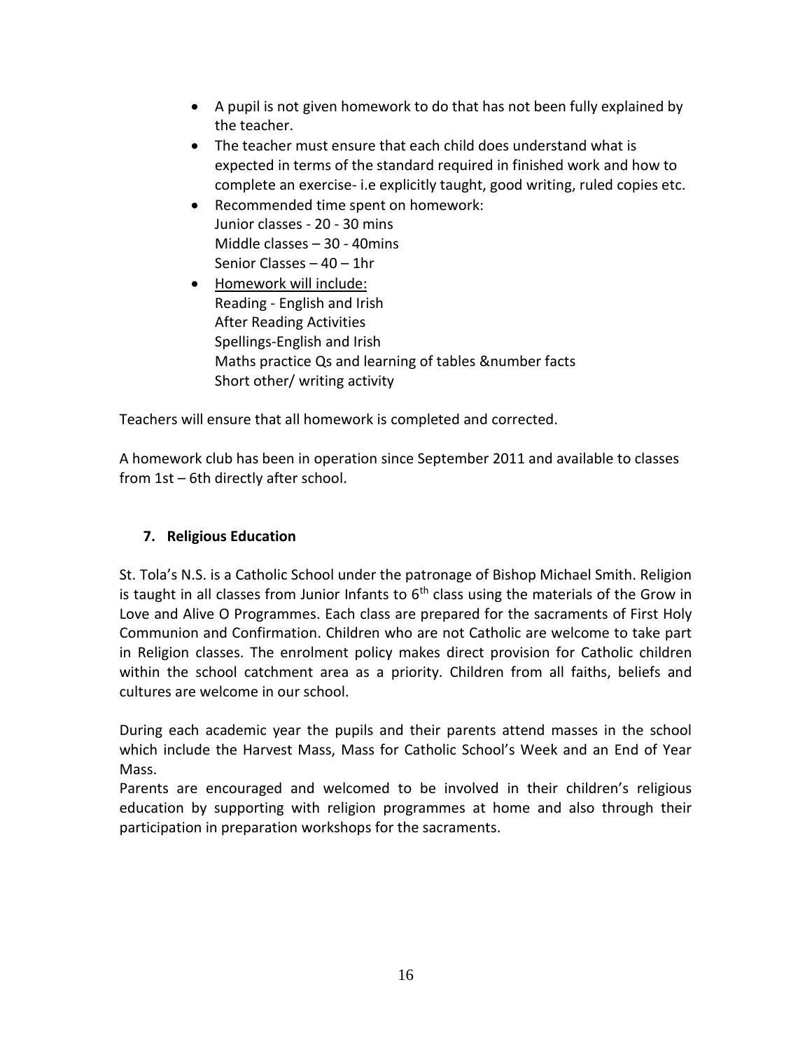- A pupil is not given homework to do that has not been fully explained by the teacher.
- The teacher must ensure that each child does understand what is expected in terms of the standard required in finished work and how to complete an exercise- i.e explicitly taught, good writing, ruled copies etc.
- Recommended time spent on homework:
  Junior classes - 20 - 30 mins
  Middle classes – 30 - 40mins
  Senior Classes – 40 – 1hr
- <u>Homework will include:</u>
  Reading - English and Irish
  After Reading Activities
  Spellings-English and Irish
  Maths practice Qs and learning of tables &number facts
  Short other/ writing activity

Teachers will ensure that all homework is completed and corrected.

A homework club has been in operation since September 2011 and available to classes from 1st – 6th directly after school.

### 7. Religious Education

St. Tola's N.S. is a Catholic School under the patronage of Bishop Michael Smith. Religion is taught in all classes from Junior Infants to 6th class using the materials of the Grow in Love and Alive O Programmes. Each class are prepared for the sacraments of First Holy Communion and Confirmation. Children who are not Catholic are welcome to take part in Religion classes. The enrolment policy makes direct provision for Catholic children within the school catchment area as a priority. Children from all faiths, beliefs and cultures are welcome in our school.

During each academic year the pupils and their parents attend masses in the school which include the Harvest Mass, Mass for Catholic School's Week and an End of Year Mass.
Parents are encouraged and welcomed to be involved in their children's religious education by supporting with religion programmes at home and also through their participation in preparation workshops for the sacraments.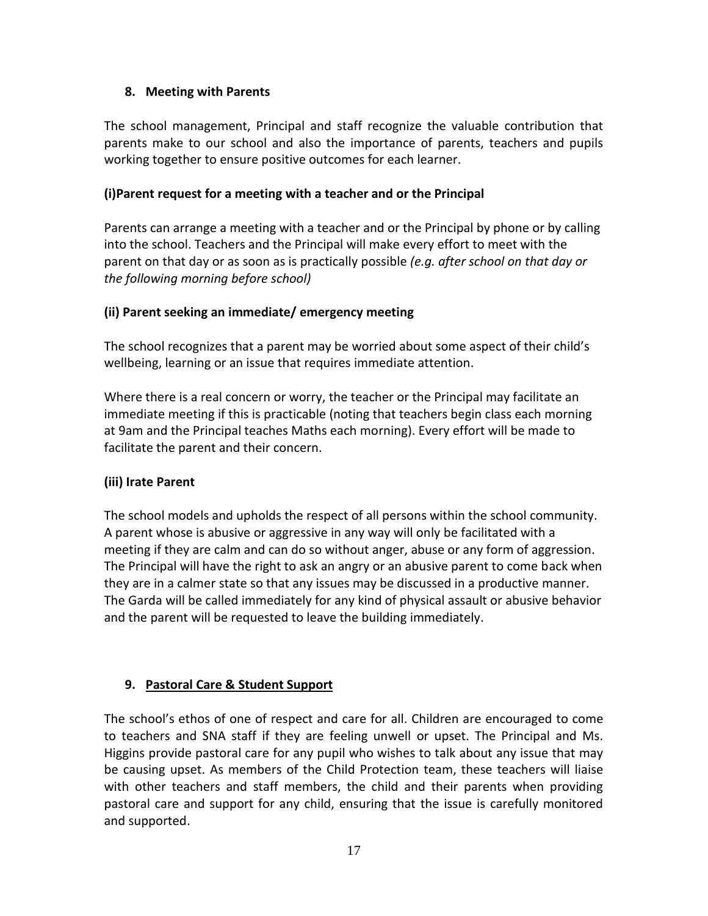## 8. Meeting with Parents

The school management, Principal and staff recognize the valuable contribution that parents make to our school and also the importance of parents, teachers and pupils working together to ensure positive outcomes for each learner.

### (i)Parent request for a meeting with a teacher and or the Principal

Parents can arrange a meeting with a teacher and or the Principal by phone or by calling into the school. Teachers and the Principal will make every effort to meet with the parent on that day or as soon as is practically possible *(e.g. after school on that day or the following morning before school)*

### (ii) Parent seeking an immediate/ emergency meeting

The school recognizes that a parent may be worried about some aspect of their child's wellbeing, learning or an issue that requires immediate attention.

Where there is a real concern or worry, the teacher or the Principal may facilitate an immediate meeting if this is practicable (noting that teachers begin class each morning at 9am and the Principal teaches Maths each morning). Every effort will be made to facilitate the parent and their concern.

### (iii) Irate Parent

The school models and upholds the respect of all persons within the school community. A parent whose is abusive or aggressive in any way will only be facilitated with a meeting if they are calm and can do so without anger, abuse or any form of aggression. The Principal will have the right to ask an angry or an abusive parent to come back when they are in a calmer state so that any issues may be discussed in a productive manner. The Garda will be called immediately for any kind of physical assault or abusive behavior and the parent will be requested to leave the building immediately.

## 9. Pastoral Care & Student Support

The school's ethos of one of respect and care for all. Children are encouraged to come to teachers and SNA staff if they are feeling unwell or upset. The Principal and Ms. Higgins provide pastoral care for any pupil who wishes to talk about any issue that may be causing upset. As members of the Child Protection team, these teachers will liaise with other teachers and staff members, the child and their parents when providing pastoral care and support for any child, ensuring that the issue is carefully monitored and supported.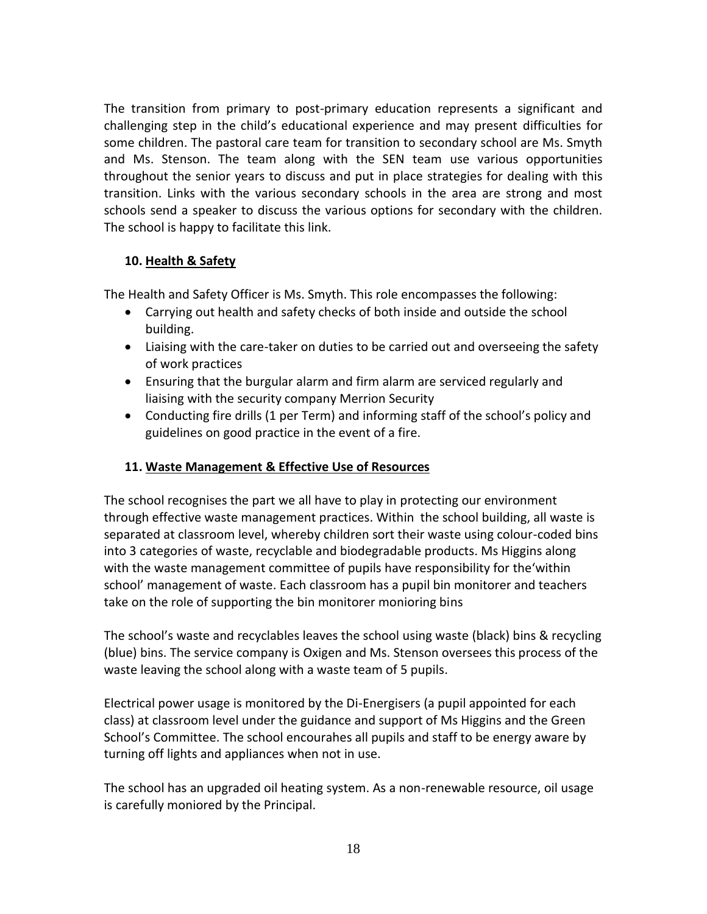The transition from primary to post-primary education represents a significant and challenging step in the child's educational experience and may present difficulties for some children. The pastoral care team for transition to secondary school are Ms. Smyth and Ms. Stenson. The team along with the SEN team use various opportunities throughout the senior years to discuss and put in place strategies for dealing with this transition. Links with the various secondary schools in the area are strong and most schools send a speaker to discuss the various options for secondary with the children. The school is happy to facilitate this link.

## 10. Health & Safety

The Health and Safety Officer is Ms. Smyth. This role encompasses the following:

- Carrying out health and safety checks of both inside and outside the school building.
- Liaising with the care-taker on duties to be carried out and overseeing the safety of work practices
- Ensuring that the burgular alarm and firm alarm are serviced regularly and liaising with the security company Merrion Security
- Conducting fire drills (1 per Term) and informing staff of the school's policy and guidelines on good practice in the event of a fire.

## 11. Waste Management & Effective Use of Resources

The school recognises the part we all have to play in protecting our environment through effective waste management practices. Within the school building, all waste is separated at classroom level, whereby children sort their waste using colour-coded bins into 3 categories of waste, recyclable and biodegradable products. Ms Higgins along with the waste management committee of pupils have responsibility for the'within school' management of waste. Each classroom has a pupil bin monitorer and teachers take on the role of supporting the bin monitorer monioring bins

The school's waste and recyclables leaves the school using waste (black) bins & recycling (blue) bins. The service company is Oxigen and Ms. Stenson oversees this process of the waste leaving the school along with a waste team of 5 pupils.

Electrical power usage is monitored by the Di-Energisers (a pupil appointed for each class) at classroom level under the guidance and support of Ms Higgins and the Green School's Committee. The school encourahes all pupils and staff to be energy aware by turning off lights and appliances when not in use.

The school has an upgraded oil heating system. As a non-renewable resource, oil usage is carefully moniored by the Principal.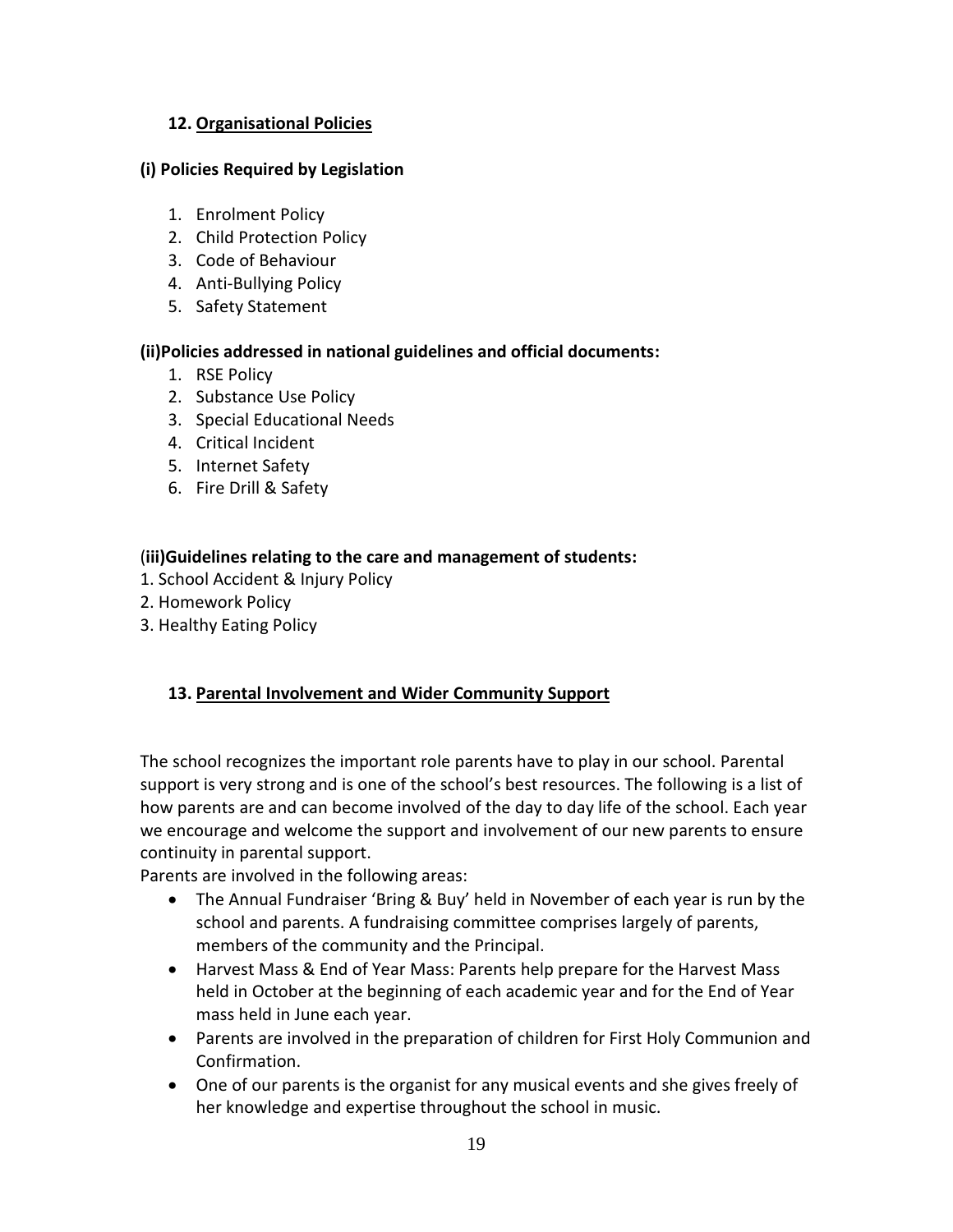## 12. Organisational Policies

### (i) Policies Required by Legislation

1. Enrolment Policy
2. Child Protection Policy
3. Code of Behaviour
4. Anti-Bullying Policy
5. Safety Statement

### (ii)Policies addressed in national guidelines and official documents:

1. RSE Policy
2. Substance Use Policy
3. Special Educational Needs
4. Critical Incident
5. Internet Safety
6. Fire Drill & Safety

### (iii)Guidelines relating to the care and management of students:

1. School Accident & Injury Policy
2. Homework Policy
3. Healthy Eating Policy

## 13. Parental Involvement and Wider Community Support

The school recognizes the important role parents have to play in our school. Parental support is very strong and is one of the school's best resources. The following is a list of how parents are and can become involved of the day to day life of the school. Each year we encourage and welcome the support and involvement of our new parents to ensure continuity in parental support.

Parents are involved in the following areas:

- The Annual Fundraiser 'Bring & Buy' held in November of each year is run by the school and parents. A fundraising committee comprises largely of parents, members of the community and the Principal.
- Harvest Mass & End of Year Mass: Parents help prepare for the Harvest Mass held in October at the beginning of each academic year and for the End of Year mass held in June each year.
- Parents are involved in the preparation of children for First Holy Communion and Confirmation.
- One of our parents is the organist for any musical events and she gives freely of her knowledge and expertise throughout the school in music.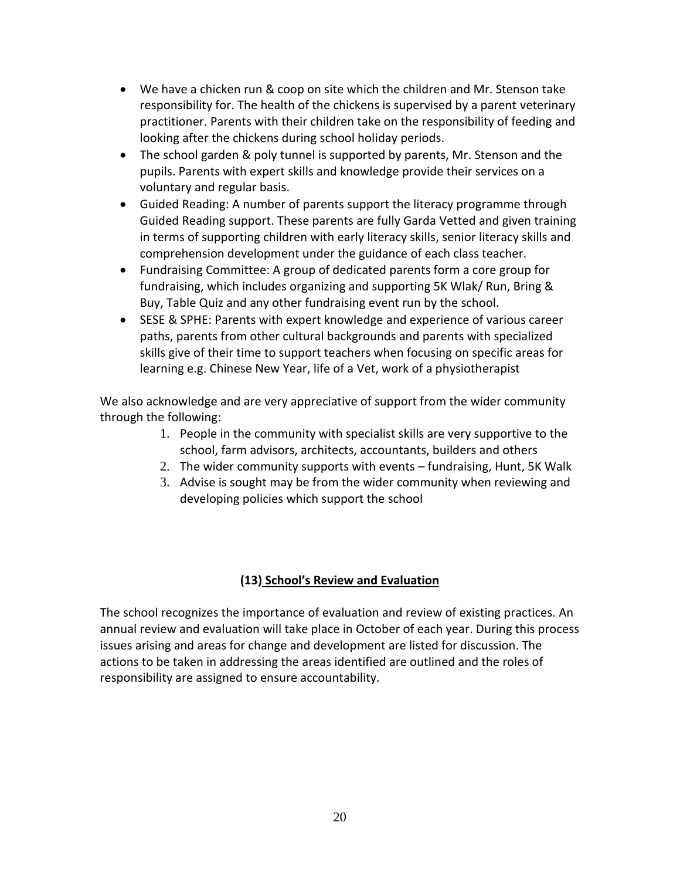- We have a chicken run & coop on site which the children and Mr. Stenson take responsibility for. The health of the chickens is supervised by a parent veterinary practitioner. Parents with their children take on the responsibility of feeding and looking after the chickens during school holiday periods.
- The school garden & poly tunnel is supported by parents, Mr. Stenson and the pupils. Parents with expert skills and knowledge provide their services on a voluntary and regular basis.
- Guided Reading: A number of parents support the literacy programme through Guided Reading support. These parents are fully Garda Vetted and given training in terms of supporting children with early literacy skills, senior literacy skills and comprehension development under the guidance of each class teacher.
- Fundraising Committee: A group of dedicated parents form a core group for fundraising, which includes organizing and supporting 5K Wlak/ Run, Bring & Buy, Table Quiz and any other fundraising event run by the school.
- SESE & SPHE: Parents with expert knowledge and experience of various career paths, parents from other cultural backgrounds and parents with specialized skills give of their time to support teachers when focusing on specific areas for learning e.g. Chinese New Year, life of a Vet, work of a physiotherapist

We also acknowledge and are very appreciative of support from the wider community through the following:

1. People in the community with specialist skills are very supportive to the school, farm advisors, architects, accountants, builders and others
2. The wider community supports with events – fundraising, Hunt, 5K Walk
3. Advise is sought may be from the wider community when reviewing and developing policies which support the school

## (13) School's Review and Evaluation

The school recognizes the importance of evaluation and review of existing practices. An annual review and evaluation will take place in October of each year. During this process issues arising and areas for change and development are listed for discussion. The actions to be taken in addressing the areas identified are outlined and the roles of responsibility are assigned to ensure accountability.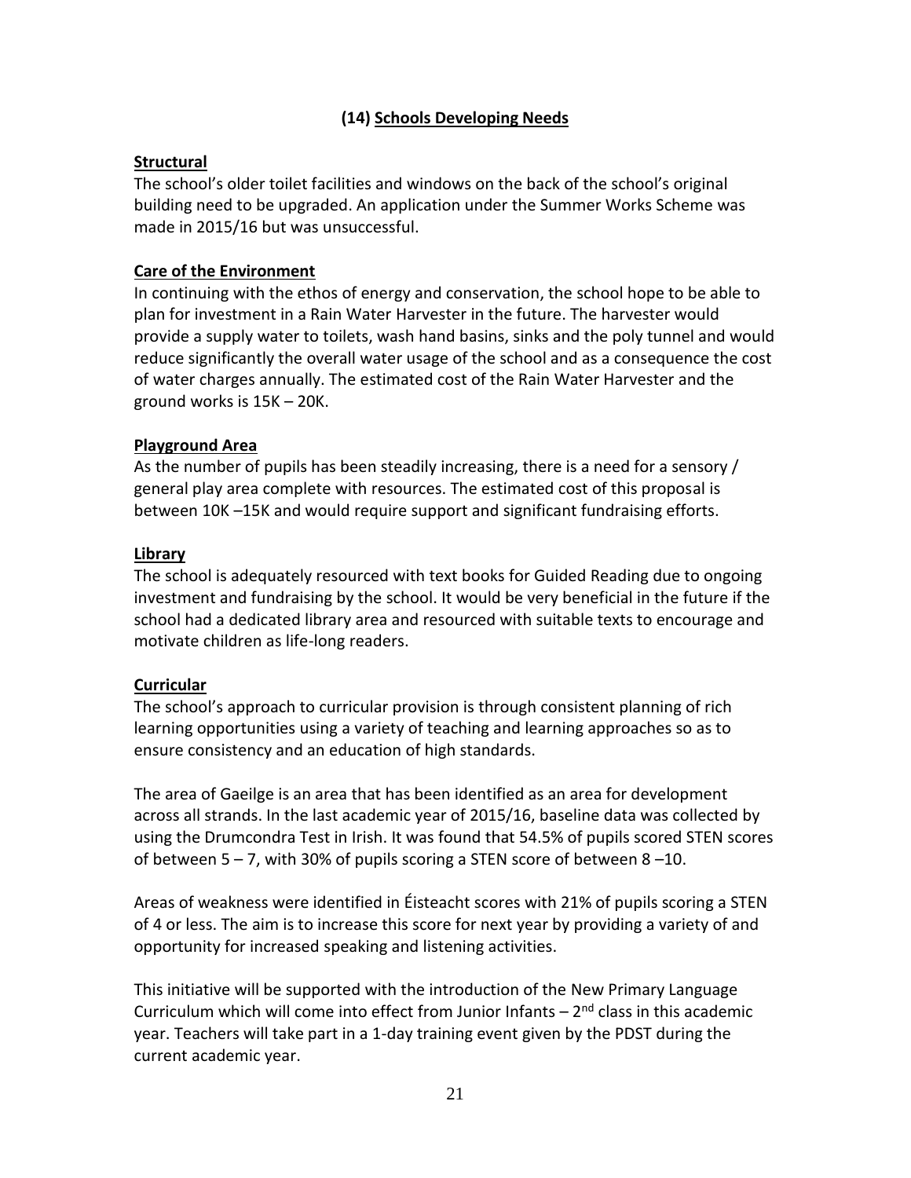## (14) Schools Developing Needs

### Structural

The school's older toilet facilities and windows on the back of the school's original building need to be upgraded. An application under the Summer Works Scheme was made in 2015/16 but was unsuccessful.

### Care of the Environment

In continuing with the ethos of energy and conservation, the school hope to be able to plan for investment in a Rain Water Harvester in the future. The harvester would provide a supply water to toilets, wash hand basins, sinks and the poly tunnel and would reduce significantly the overall water usage of the school and as a consequence the cost of water charges annually. The estimated cost of the Rain Water Harvester and the ground works is 15K – 20K.

### Playground Area

As the number of pupils has been steadily increasing, there is a need for a sensory / general play area complete with resources. The estimated cost of this proposal is between 10K –15K and would require support and significant fundraising efforts.

### Library

The school is adequately resourced with text books for Guided Reading due to ongoing investment and fundraising by the school. It would be very beneficial in the future if the school had a dedicated library area and resourced with suitable texts to encourage and motivate children as life-long readers.

### Curricular

The school's approach to curricular provision is through consistent planning of rich learning opportunities using a variety of teaching and learning approaches so as to ensure consistency and an education of high standards.

The area of Gaeilge is an area that has been identified as an area for development across all strands. In the last academic year of 2015/16, baseline data was collected by using the Drumcondra Test in Irish. It was found that 54.5% of pupils scored STEN scores of between 5 – 7, with 30% of pupils scoring a STEN score of between 8 –10.

Areas of weakness were identified in Éisteacht scores with 21% of pupils scoring a STEN of 4 or less. The aim is to increase this score for next year by providing a variety of and opportunity for increased speaking and listening activities.

This initiative will be supported with the introduction of the New Primary Language Curriculum which will come into effect from Junior Infants – 2nd class in this academic year. Teachers will take part in a 1-day training event given by the PDST during the current academic year.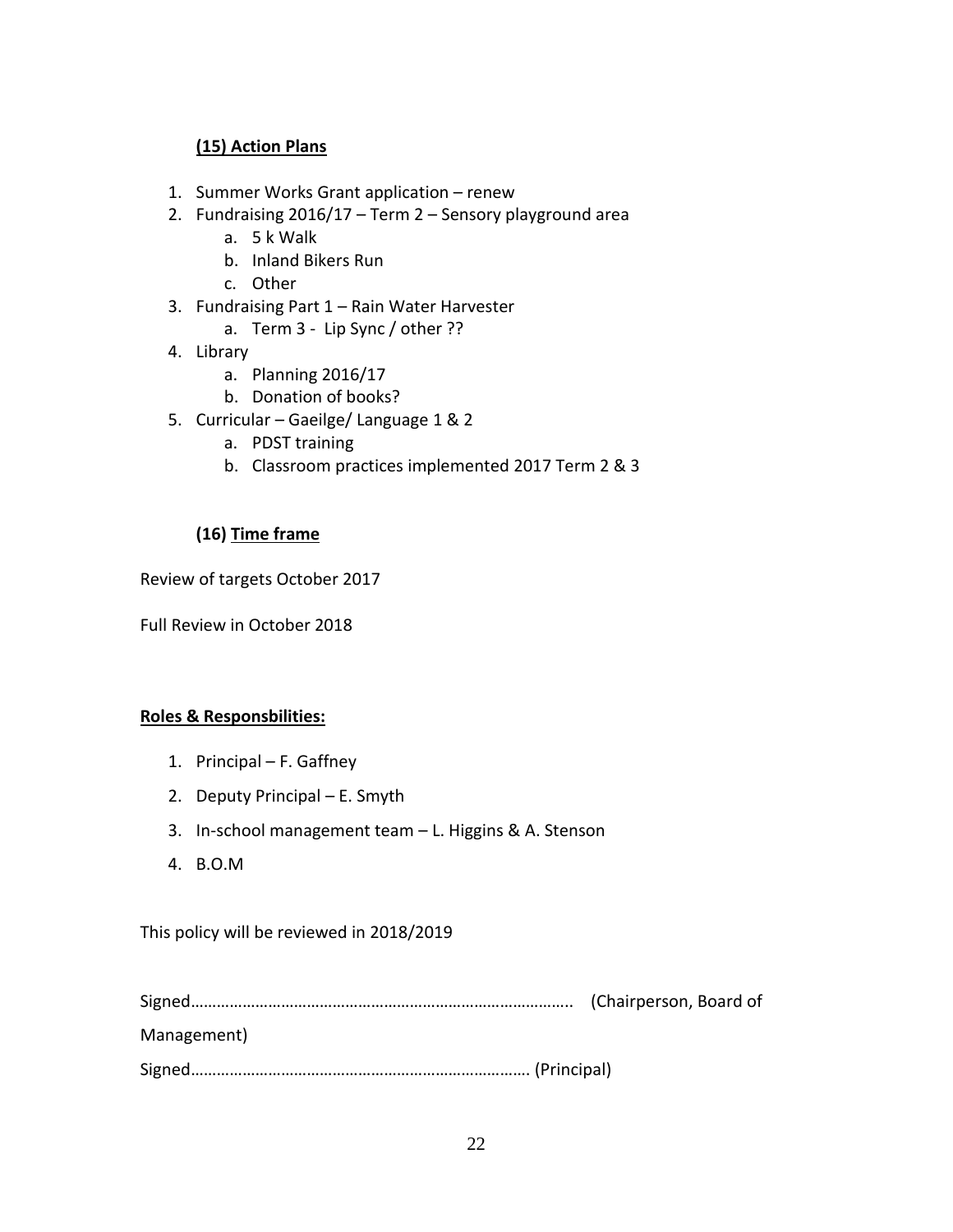### (15) Action Plans

1. Summer Works Grant application – renew
2. Fundraising 2016/17 – Term 2 – Sensory playground area
   a. 5 k Walk
   b. Inland Bikers Run
   c. Other
3. Fundraising Part 1 – Rain Water Harvester
   a. Term 3 - Lip Sync / other ??
4. Library
   a. Planning 2016/17
   b. Donation of books?
5. Curricular – Gaeilge/ Language 1 & 2
   a. PDST training
   b. Classroom practices implemented 2017 Term 2 & 3

### (16) Time frame

Review of targets October 2017

Full Review in October 2018

**Roles & Responsbilities:**

1. Principal – F. Gaffney
2. Deputy Principal – E. Smyth
3. In-school management team – L. Higgins & A. Stenson
4. B.O.M

This policy will be reviewed in 2018/2019

Signed……………………………………………………………………………. (Chairperson, Board of Management)

Signed………………………………………………………………….. (Principal)